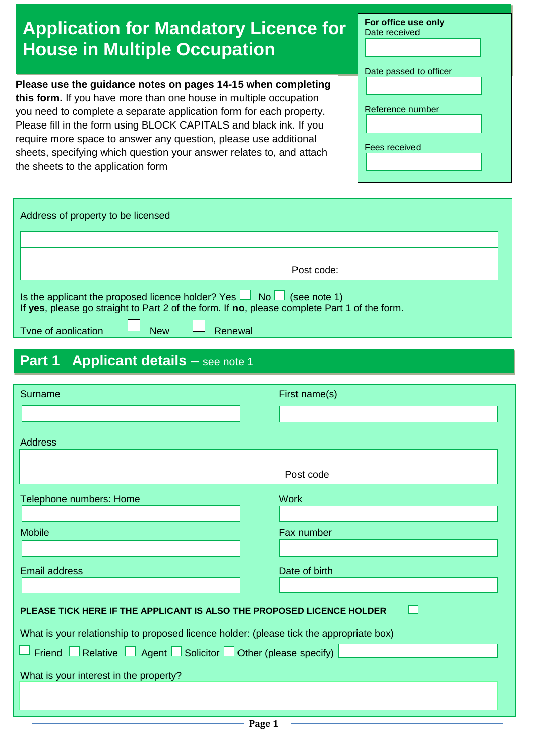# Application for Mandatory Licence for House in Multiple Occupation

**Please use the guidance notes on pages 14-15 when completing this form.** If you have more than one house in multiple occupation you need to complete a separate application form for each property. Please fill in the form using BLOCK CAPITALS and black ink. If you require more space to answer any question, please use additional sheets, specifying which question your answer relates to, and attach the sheets to the application form

**For office use only**

Date received

Date passed to officer

Reference number

Fees received

Address of property to be licensed

Post code:

Is the applicant the proposed licence holder? Yes ☐ No ☐ (see note 1)

If **yes**, please go straight to Part 2 of the form. If **no**, please complete Part 1 of the form.

Type of application ☐ New ☐ Renewal

## Part 1 Applicant details – see note 1

Surname

First name(s)

Address

Post code

Telephone numbers: Home

Work

Mobile

Fax number

Email address

Date of birth

**PLEASE TICK HERE IF THE APPLICANT IS ALSO THE PROPOSED LICENCE HOLDER** ☐

What is your relationship to proposed licence holder: (please tick the appropriate box)

☐ Friend ☐ Relative ☐ Agent ☐ Solicitor ☐ Other (please specify)

What is your interest in the property?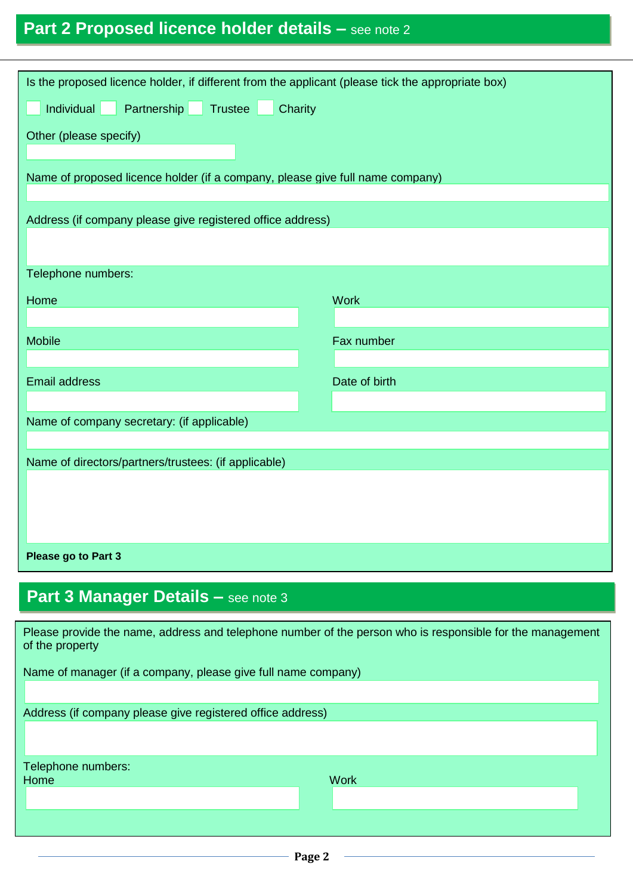## Part 2 Proposed licence holder details – see note 2

Is the proposed licence holder, if different from the applicant (please tick the appropriate box)

☐ Individual ☐ Partnership ☐ Trustee ☐ Charity

Other (please specify)

Name of proposed licence holder (if a company, please give full name company)

Address (if company please give registered office address)

Telephone numbers:

Home

Work

Mobile

Fax number

Email address

Date of birth

Name of company secretary: (if applicable)

Name of directors/partners/trustees: (if applicable)

**Please go to Part 3**

## Part 3 Manager Details – see note 3

Please provide the name, address and telephone number of the person who is responsible for the management of the property

Name of manager (if a company, please give full name company)

Address (if company please give registered office address)

Telephone numbers:

Home

Work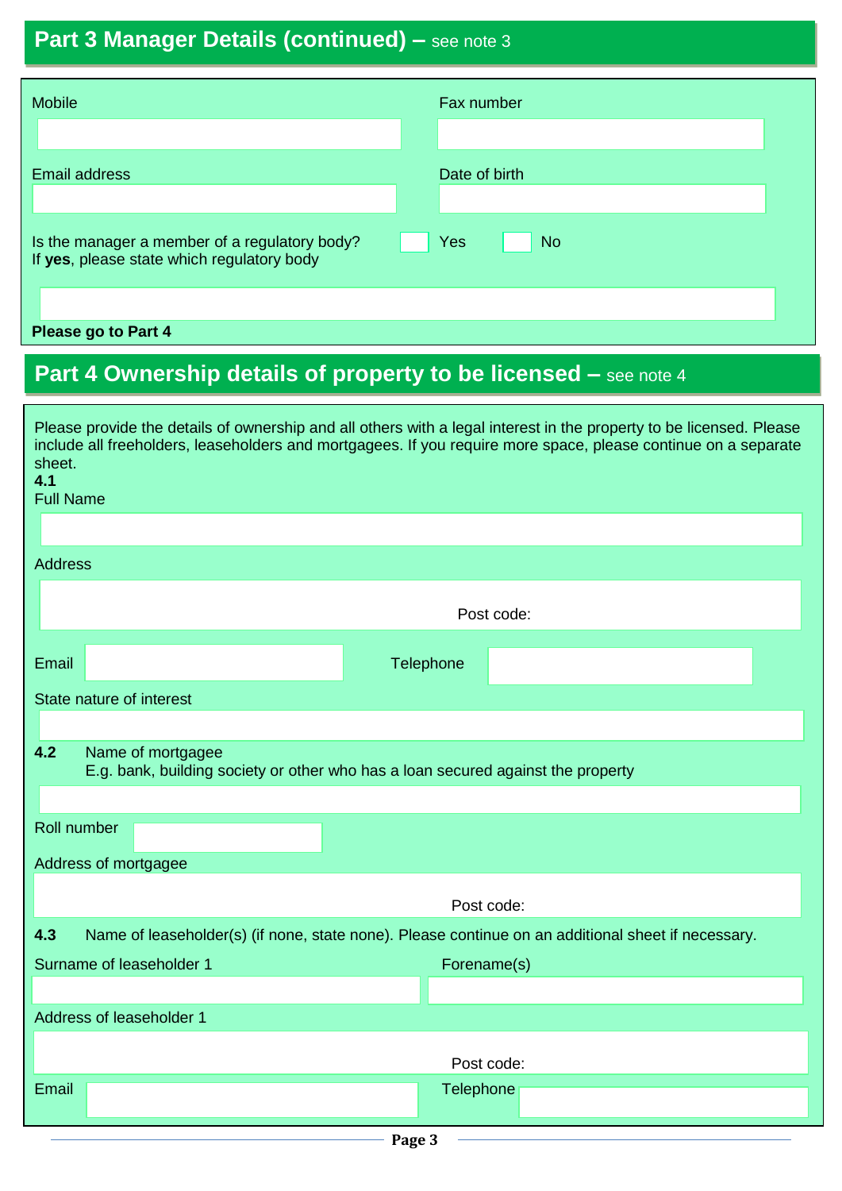## Part 3 Manager Details (continued) – see note 3

Mobile

Fax number

Email address

Date of birth

Is the manager a member of a regulatory body? ☐ Yes ☐ No
If **yes**, please state which regulatory body

**Please go to Part 4**

## Part 4 Ownership details of property to be licensed – see note 4

Please provide the details of ownership and all others with a legal interest in the property to be licensed. Please include all freeholders, leaseholders and mortgagees. If you require more space, please continue on a separate sheet.

**4.1**
Full Name

Address

Post code:

Email

Telephone

State nature of interest

**4.2** Name of mortgagee
E.g. bank, building society or other who has a loan secured against the property

Roll number

Address of mortgagee

Post code:

**4.3** Name of leaseholder(s) (if none, state none). Please continue on an additional sheet if necessary.

Surname of leaseholder 1

Forename(s)

Address of leaseholder 1

Post code:

Email

Telephone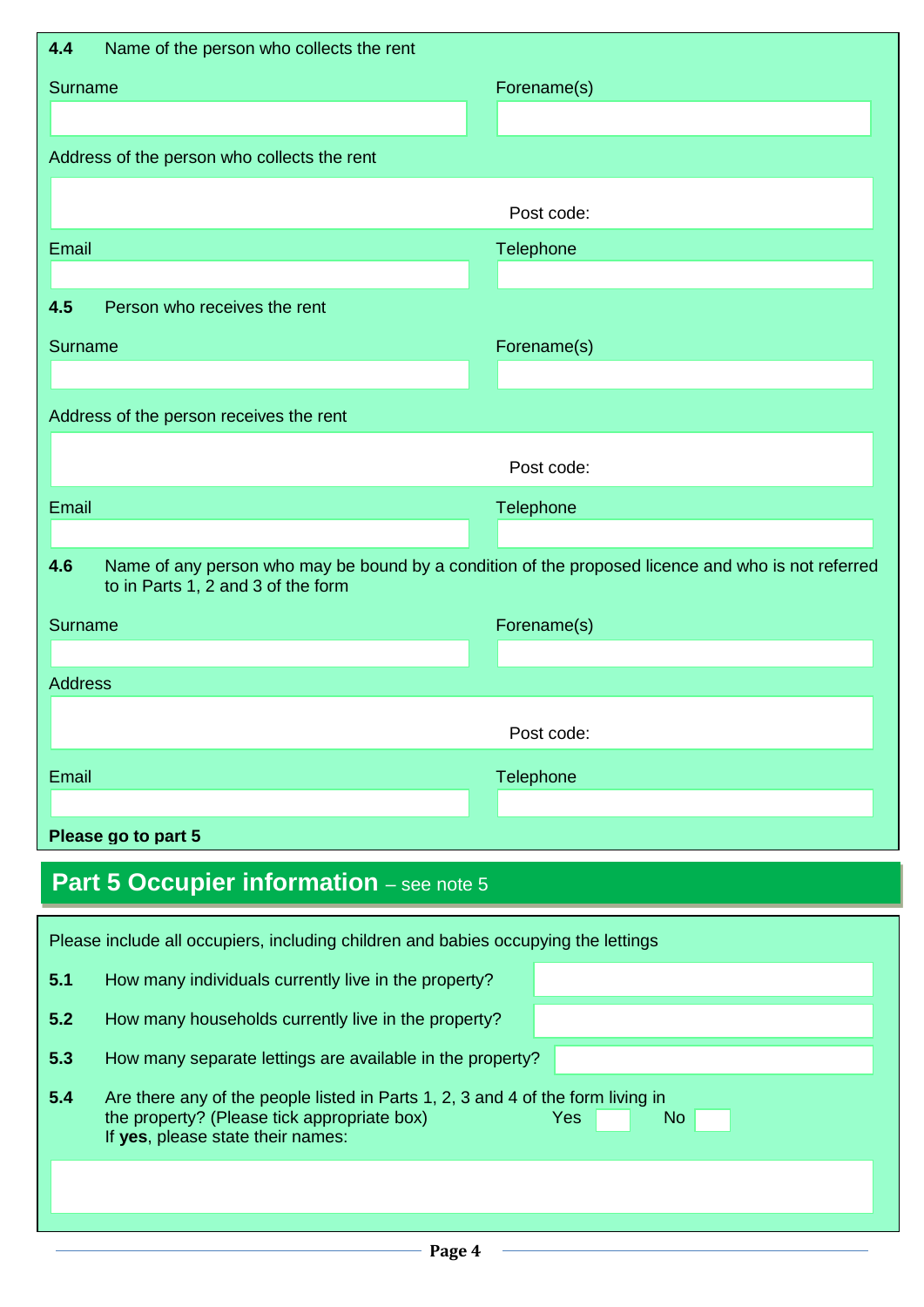**4.4** Name of the person who collects the rent

Surname

Forename(s)

Address of the person who collects the rent

Post code:

Email

Telephone

**4.5** Person who receives the rent

Surname

Forename(s)

Address of the person receives the rent

Post code:

Email

Telephone

**4.6** Name of any person who may be bound by a condition of the proposed licence and who is not referred to in Parts 1, 2 and 3 of the form

Surname

Forename(s)

Address

Post code:

Email

Telephone

**Please go to part 5**

## Part 5 Occupier information – see note 5

Please include all occupiers, including children and babies occupying the lettings

**5.1** How many individuals currently live in the property?

**5.2** How many households currently live in the property?

**5.3** How many separate lettings are available in the property?

**5.4** Are there any of the people listed in Parts 1, 2, 3 and 4 of the form living in the property? (Please tick appropriate box) Yes No
If **yes**, please state their names: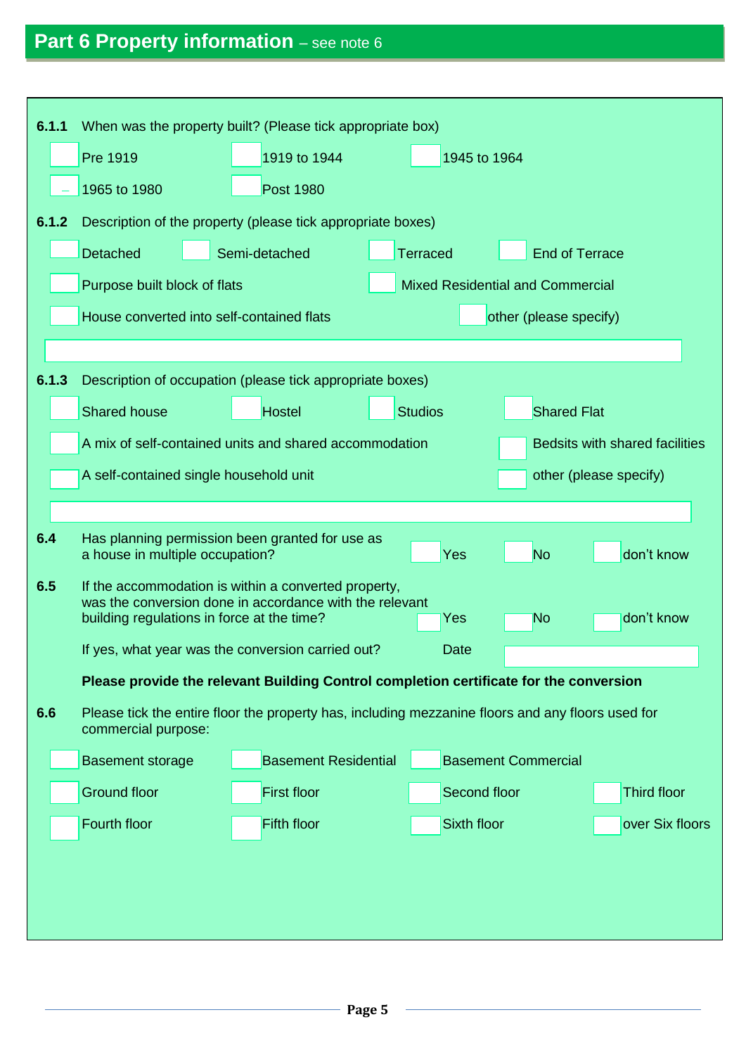## Part 6 Property information – see note 6

**6.1.1** When was the property built? (Please tick appropriate box)

- ☐ Pre 1919
- ☐ 1919 to 1944
- ☐ 1945 to 1964
- ☐ 1965 to 1980
- ☐ Post 1980

**6.1.2** Description of the property (please tick appropriate boxes)

- ☐ Detached
- ☐ Semi-detached
- ☐ Terraced
- ☐ End of Terrace
- ☐ Purpose built block of flats
- ☐ Mixed Residential and Commercial
- ☐ House converted into self-contained flats
- ☐ other (please specify)

\_\_\_\_\_\_\_\_\_\_\_\_\_\_\_\_\_\_\_\_\_\_\_\_\_\_\_\_\_\_\_\_\_\_\_\_\_\_\_\_

**6.1.3** Description of occupation (please tick appropriate boxes)

- ☐ Shared house
- ☐ Hostel
- ☐ Studios
- ☐ Shared Flat
- ☐ A mix of self-contained units and shared accommodation
- ☐ Bedsits with shared facilities
- ☐ A self-contained single household unit
- ☐ other (please specify)

\_\_\_\_\_\_\_\_\_\_\_\_\_\_\_\_\_\_\_\_\_\_\_\_\_\_\_\_\_\_\_\_\_\_\_\_\_\_\_\_

**6.4** Has planning permission been granted for use as a house in multiple occupation? ☐ Yes ☐ No ☐ don't know

**6.5** If the accommodation is within a converted property, was the conversion done in accordance with the relevant building regulations in force at the time? ☐ Yes ☐ No ☐ don't know

If yes, what year was the conversion carried out? Date \_\_\_\_\_\_\_\_\_\_\_\_\_\_\_\_

**Please provide the relevant Building Control completion certificate for the conversion**

**6.6** Please tick the entire floor the property has, including mezzanine floors and any floors used for commercial purpose:

- ☐ Basement storage
- ☐ Basement Residential
- ☐ Basement Commercial
- ☐ Ground floor
- ☐ First floor
- ☐ Second floor
- ☐ Third floor
- ☐ Fourth floor
- ☐ Fifth floor
- ☐ Sixth floor
- ☐ over Six floors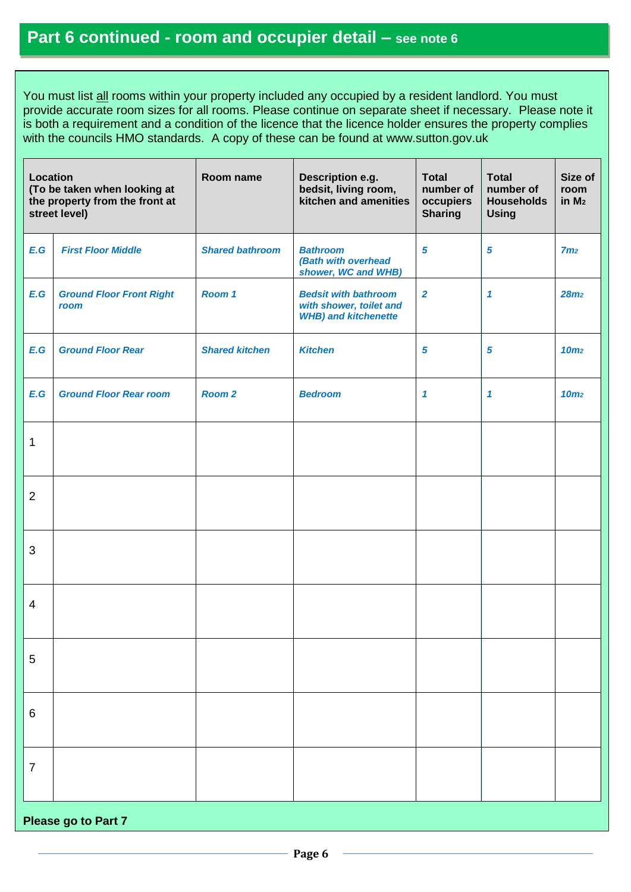## Part 6 continued - room and occupier detail – see note 6

You must list all rooms within your property included any occupied by a resident landlord. You must provide accurate room sizes for all rooms. Please continue on separate sheet if necessary. Please note it is both a requirement and a condition of the licence that the licence holder ensures the property complies with the councils HMO standards. A copy of these can be found at www.sutton.gov.uk

| Location (To be taken when looking at the property from the front at street level) | | Room name | Description e.g. bedsit, living room, kitchen and amenities | Total number of occupiers Sharing | Total number of Households Using | Size of room in $M_2$ |
|---|---|---|---|---|---|---|
| *E.G* | *First Floor Middle* | *Shared bathroom* | *Bathroom (Bath with overhead shower, WC and WHB)* | *5* | *5* | *7m2* |
| *E.G* | *Ground Floor Front Right room* | *Room 1* | *Bedsit with bathroom with shower, toilet and WHB) and kitchenette* | *2* | *1* | *28m2* |
| *E.G* | *Ground Floor Rear* | *Shared kitchen* | *Kitchen* | *5* | *5* | *10m2* |
| *E.G* | *Ground Floor Rear room* | *Room 2* | *Bedroom* | *1* | *1* | *10m2* |
| 1 | | | | | | |
| 2 | | | | | | |
| 3 | | | | | | |
| 4 | | | | | | |
| 5 | | | | | | |
| 6 | | | | | | |
| 7 | | | | | | |

**Please go to Part 7**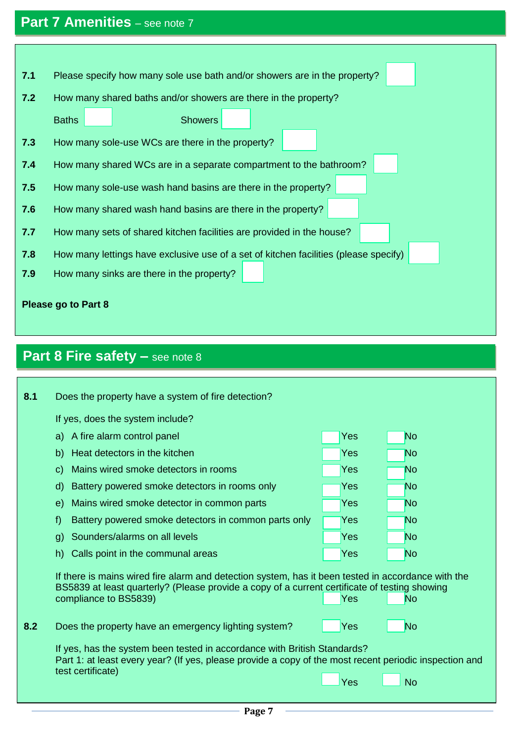## Part 7 Amenities – see note 7

**7.1** Please specify how many sole use bath and/or showers are in the property?

**7.2** How many shared baths and/or showers are there in the property?

Baths       Showers

**7.3** How many sole-use WCs are there in the property?

**7.4** How many shared WCs are in a separate compartment to the bathroom?

**7.5** How many sole-use wash hand basins are there in the property?

**7.6** How many shared wash hand basins are there in the property?

**7.7** How many sets of shared kitchen facilities are provided in the house?

**7.8** How many lettings have exclusive use of a set of kitchen facilities (please specify)

**7.9** How many sinks are there in the property?

**Please go to Part 8**

## Part 8 Fire safety – see note 8

**8.1** Does the property have a system of fire detection?

If yes, does the system include?

| | | | |
|---|---|---|---|
| a) | A fire alarm control panel | Yes | No |
| b) | Heat detectors in the kitchen | Yes | No |
| c) | Mains wired smoke detectors in rooms | Yes | No |
| d) | Battery powered smoke detectors in rooms only | Yes | No |
| e) | Mains wired smoke detector in common parts | Yes | No |
| f) | Battery powered smoke detectors in common parts only | Yes | No |
| g) | Sounders/alarms on all levels | Yes | No |
| h) | Calls point in the communal areas | Yes | No |

If there is mains wired fire alarm and detection system, has it been tested in accordance with the BS5839 at least quarterly? (Please provide a copy of a current certificate of testing showing compliance to BS5839)     Yes     No

**8.2** Does the property have an emergency lighting system?     Yes     No

If yes, has the system been tested in accordance with British Standards?
Part 1: at least every year? (If yes, please provide a copy of the most recent periodic inspection and test certificate)     Yes     No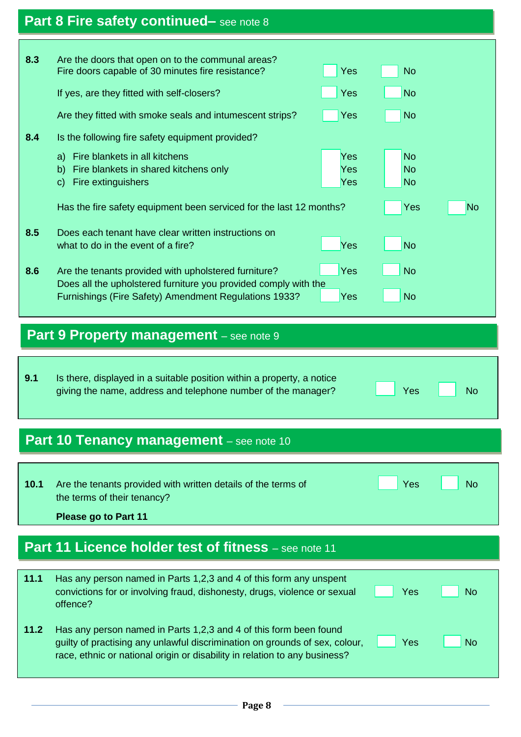## Part 8 Fire safety continued– see note 8

**8.3** Are the doors that open on to the communal areas? Fire doors capable of 30 minutes fire resistance? ☐ Yes ☐ No

If yes, are they fitted with self-closers? ☐ Yes ☐ No

Are they fitted with smoke seals and intumescent strips? ☐ Yes ☐ No

**8.4** Is the following fire safety equipment provided?

a) Fire blankets in all kitchens ☐ Yes ☐ No
b) Fire blankets in shared kitchens only ☐ Yes ☐ No
c) Fire extinguishers ☐ Yes ☐ No

Has the fire safety equipment been serviced for the last 12 months? ☐ Yes ☐ No

**8.5** Does each tenant have clear written instructions on what to do in the event of a fire? ☐ Yes ☐ No

**8.6** Are the tenants provided with upholstered furniture? ☐ Yes ☐ No

Does all the upholstered furniture you provided comply with the Furnishings (Fire Safety) Amendment Regulations 1933? ☐ Yes ☐ No

## Part 9 Property management – see note 9

**9.1** Is there, displayed in a suitable position within a property, a notice giving the name, address and telephone number of the manager? ☐ Yes ☐ No

## Part 10 Tenancy management – see note 10

**10.1** Are the tenants provided with written details of the terms of the terms of their tenancy? ☐ Yes ☐ No

**Please go to Part 11**

## Part 11 Licence holder test of fitness – see note 11

**11.1** Has any person named in Parts 1,2,3 and 4 of this form any unspent convictions for or involving fraud, dishonesty, drugs, violence or sexual offence? ☐ Yes ☐ No

**11.2** Has any person named in Parts 1,2,3 and 4 of this form been found guilty of practising any unlawful discrimination on grounds of sex, colour, race, ethnic or national origin or disability in relation to any business? ☐ Yes ☐ No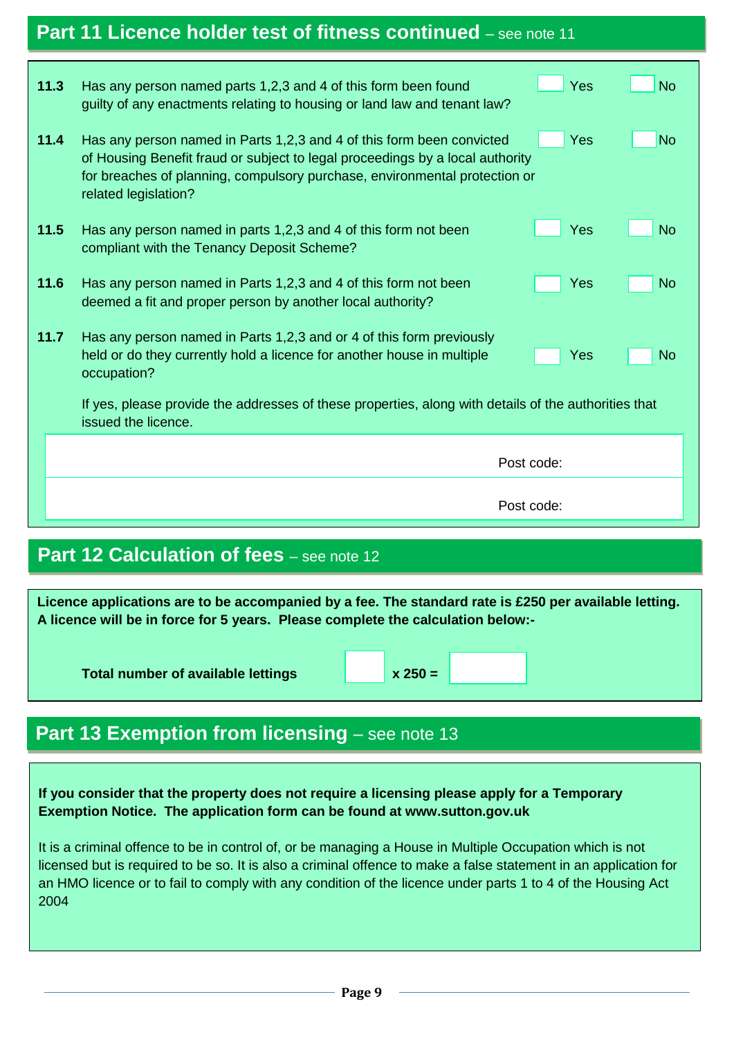## Part 11 Licence holder test of fitness continued – see note 11

| | | | |
|---|---|---|---|
| **11.3** | Has any person named parts 1,2,3 and 4 of this form been found guilty of any enactments relating to housing or land law and tenant law? | ☐ Yes | ☐ No |
| **11.4** | Has any person named in Parts 1,2,3 and 4 of this form been convicted of Housing Benefit fraud or subject to legal proceedings by a local authority for breaches of planning, compulsory purchase, environmental protection or related legislation? | ☐ Yes | ☐ No |
| **11.5** | Has any person named in parts 1,2,3 and 4 of this form not been compliant with the Tenancy Deposit Scheme? | ☐ Yes | ☐ No |
| **11.6** | Has any person named in Parts 1,2,3 and 4 of this form not been deemed a fit and proper person by another local authority? | ☐ Yes | ☐ No |
| **11.7** | Has any person named in Parts 1,2,3 and or 4 of this form previously held or do they currently hold a licence for another house in multiple occupation? | ☐ Yes | ☐ No |

If yes, please provide the addresses of these properties, along with details of the authorities that issued the licence.

| | |
|---|---|
| | Post code: |
| | Post code: |

## Part 12 Calculation of fees – see note 12

**Licence applications are to be accompanied by a fee. The standard rate is £250 per available letting. A licence will be in force for 5 years. Please complete the calculation below:-**

**Total number of available lettings** ☐ **x 250 =** ☐

## Part 13 Exemption from licensing – see note 13

**If you consider that the property does not require a licensing please apply for a Temporary Exemption Notice. The application form can be found at www.sutton.gov.uk**

It is a criminal offence to be in control of, or be managing a House in Multiple Occupation which is not licensed but is required to be so. It is also a criminal offence to make a false statement in an application for an HMO licence or to fail to comply with any condition of the licence under parts 1 to 4 of the Housing Act 2004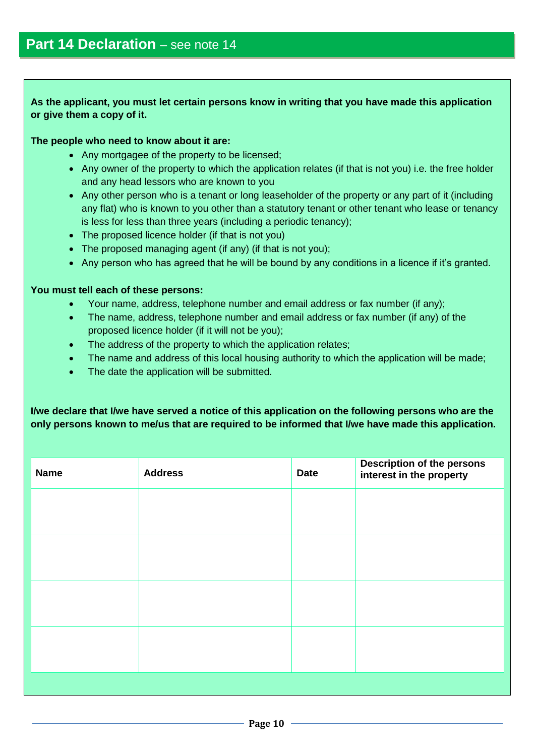## **Part 14 Declaration** – see note 14

**As the applicant, you must let certain persons know in writing that you have made this application or give them a copy of it.**

**The people who need to know about it are:**

- Any mortgagee of the property to be licensed;
- Any owner of the property to which the application relates (if that is not you) i.e. the free holder and any head lessors who are known to you
- Any other person who is a tenant or long leaseholder of the property or any part of it (including any flat) who is known to you other than a statutory tenant or other tenant who lease or tenancy is less for less than three years (including a periodic tenancy);
- The proposed licence holder (if that is not you)
- The proposed managing agent (if any) (if that is not you);
- Any person who has agreed that he will be bound by any conditions in a licence if it's granted.

**You must tell each of these persons:**

- Your name, address, telephone number and email address or fax number (if any);
- The name, address, telephone number and email address or fax number (if any) of the proposed licence holder (if it will not be you);
- The address of the property to which the application relates;
- The name and address of this local housing authority to which the application will be made;
- The date the application will be submitted.

**I/we declare that I/we have served a notice of this application on the following persons who are the only persons known to me/us that are required to be informed that I/we have made this application.**

| Name | Address | Date | Description of the persons interest in the property |
|---|---|---|---|
| | | | |
| | | | |
| | | | |
| | | | |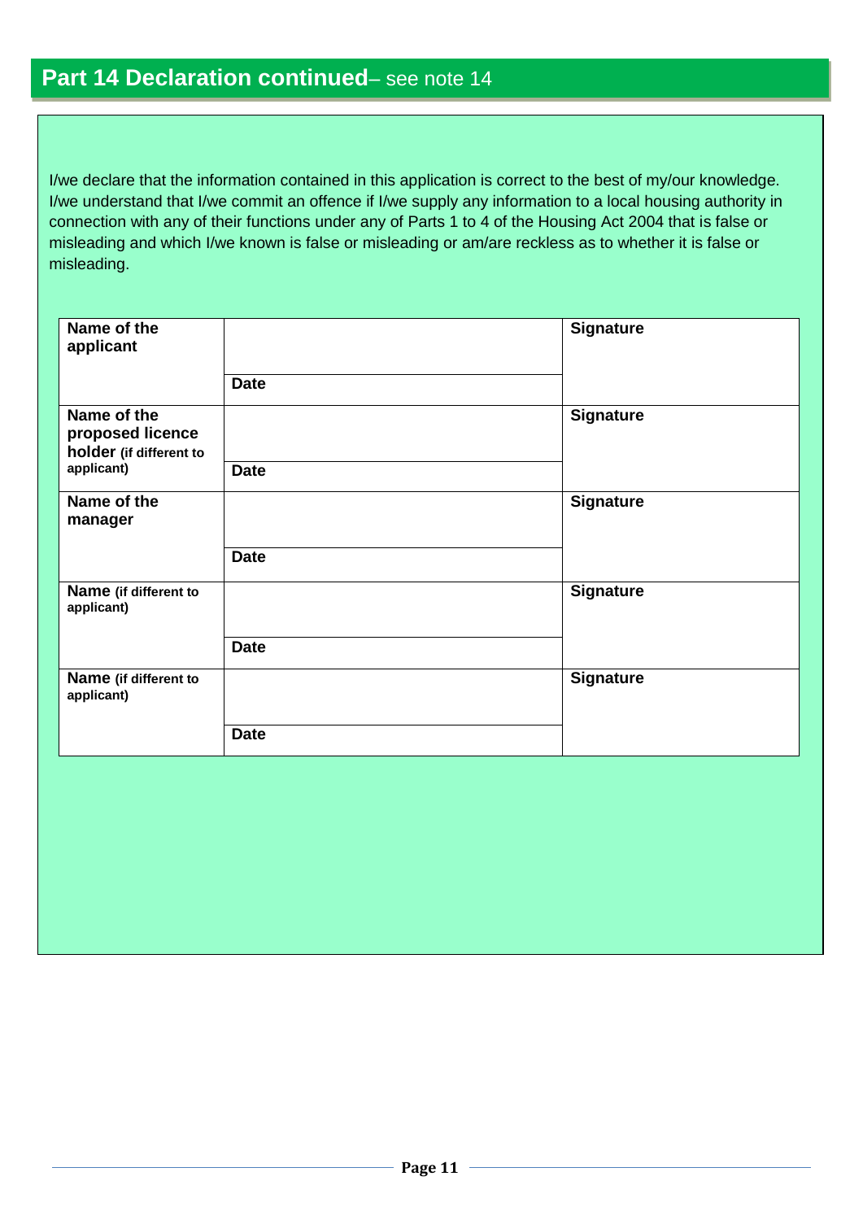## Part 14 Declaration continued– see note 14

I/we declare that the information contained in this application is correct to the best of my/our knowledge. I/we understand that I/we commit an offence if I/we supply any information to a local housing authority in connection with any of their functions under any of Parts 1 to 4 of the Housing Act 2004 that is false or misleading and which I/we known is false or misleading or am/are reckless as to whether it is false or misleading.

| | | |
|---|---|---|
| **Name of the applicant** | | **Signature** |
| | **Date** | |
| **Name of the proposed licence holder (if different to applicant)** | | **Signature** |
| | **Date** | |
| **Name of the manager** | | **Signature** |
| | **Date** | |
| **Name (if different to applicant)** | | **Signature** |
| | **Date** | |
| **Name (if different to applicant)** | | **Signature** |
| | **Date** | |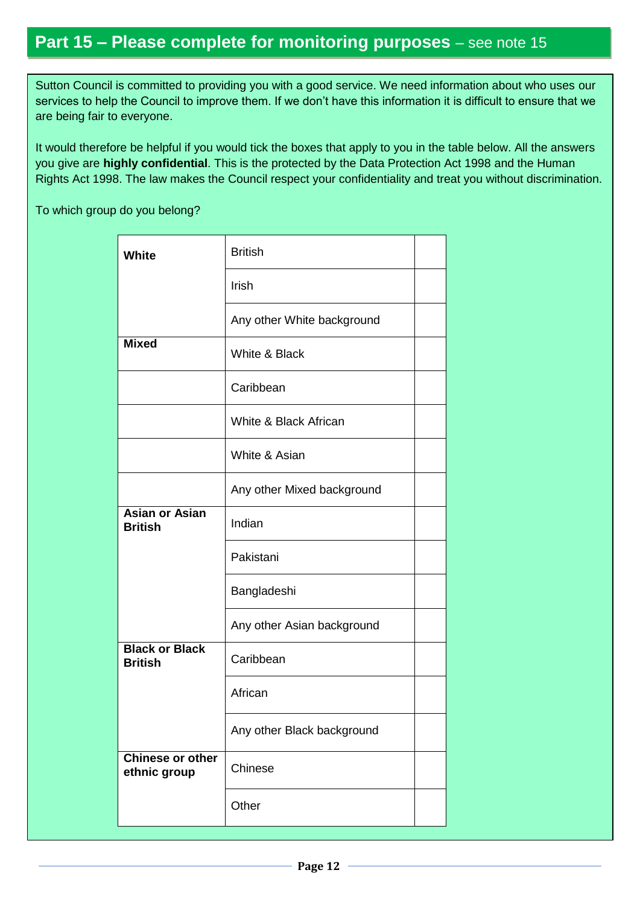## Part 15 – Please complete for monitoring purposes – see note 15

Sutton Council is committed to providing you with a good service. We need information about who uses our services to help the Council to improve them. If we don't have this information it is difficult to ensure that we are being fair to everyone.

It would therefore be helpful if you would tick the boxes that apply to you in the table below. All the answers you give are **highly confidential**. This is the protected by the Data Protection Act 1998 and the Human Rights Act 1998. The law makes the Council respect your confidentiality and treat you without discrimination.

To which group do you belong?

| | | |
|---|---|---|
| **White** | British | |
| | Irish | |
| | Any other White background | |
| **Mixed** | White & Black | |
| | Caribbean | |
| | White & Black African | |
| | White & Asian | |
| | Any other Mixed background | |
| **Asian or Asian British** | Indian | |
| | Pakistani | |
| | Bangladeshi | |
| | Any other Asian background | |
| **Black or Black British** | Caribbean | |
| | African | |
| | Any other Black background | |
| **Chinese or other ethnic group** | Chinese | |
| | Other | |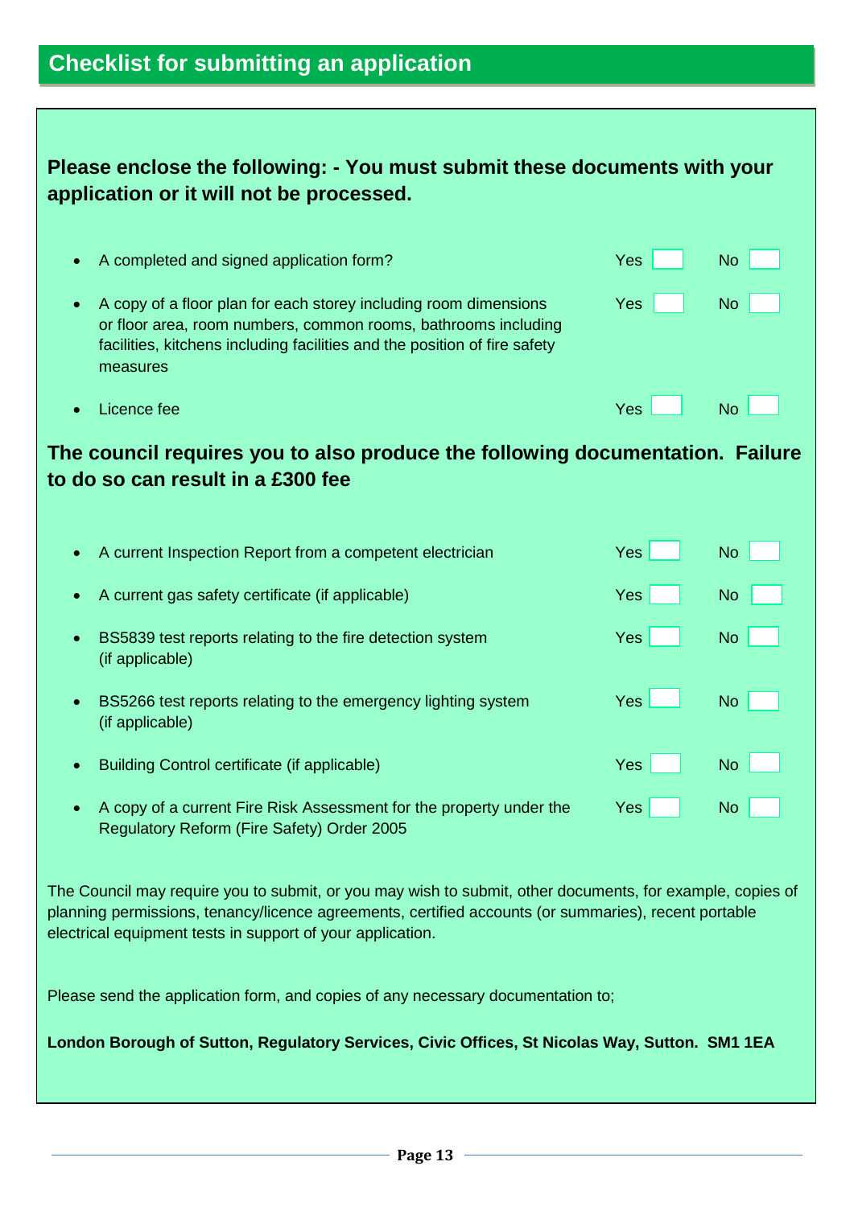## Checklist for submitting an application

**Please enclose the following: - You must submit these documents with your application or it will not be processed.**

- A completed and signed application form? Yes ☐ No ☐
- A copy of a floor plan for each storey including room dimensions or floor area, room numbers, common rooms, bathrooms including facilities, kitchens including facilities and the position of fire safety measures Yes ☐ No ☐
- Licence fee Yes ☐ No ☐

**The council requires you to also produce the following documentation. Failure to do so can result in a £300 fee**

- A current Inspection Report from a competent electrician Yes ☐ No ☐
- A current gas safety certificate (if applicable) Yes ☐ No ☐
- BS5839 test reports relating to the fire detection system (if applicable) Yes ☐ No ☐
- BS5266 test reports relating to the emergency lighting system (if applicable) Yes ☐ No ☐
- Building Control certificate (if applicable) Yes ☐ No ☐
- A copy of a current Fire Risk Assessment for the property under the Regulatory Reform (Fire Safety) Order 2005 Yes ☐ No ☐

The Council may require you to submit, or you may wish to submit, other documents, for example, copies of planning permissions, tenancy/licence agreements, certified accounts (or summaries), recent portable electrical equipment tests in support of your application.

Please send the application form, and copies of any necessary documentation to;

**London Borough of Sutton, Regulatory Services, Civic Offices, St Nicolas Way, Sutton. SM1 1EA**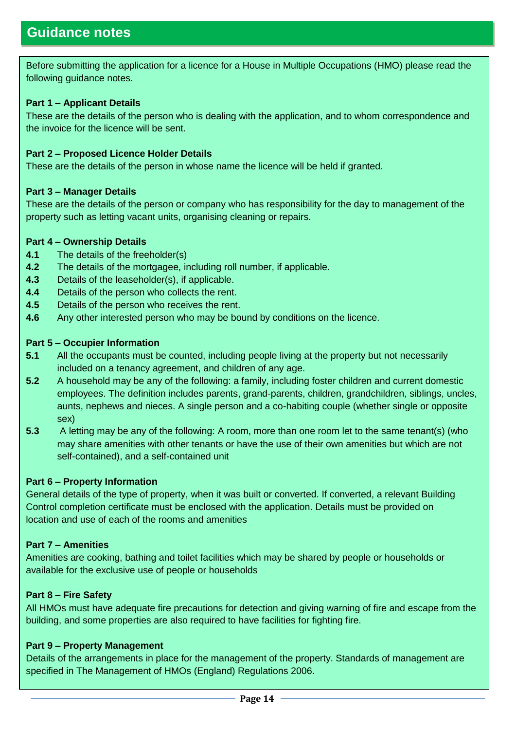# Guidance notes

Before submitting the application for a licence for a House in Multiple Occupations (HMO) please read the following guidance notes.

**Part 1 – Applicant Details**

These are the details of the person who is dealing with the application, and to whom correspondence and the invoice for the licence will be sent.

**Part 2 – Proposed Licence Holder Details**

These are the details of the person in whose name the licence will be held if granted.

**Part 3 – Manager Details**

These are the details of the person or company who has responsibility for the day to management of the property such as letting vacant units, organising cleaning or repairs.

**Part 4 – Ownership Details**

**4.1** The details of the freeholder(s)
**4.2** The details of the mortgagee, including roll number, if applicable.
**4.3** Details of the leaseholder(s), if applicable.
**4.4** Details of the person who collects the rent.
**4.5** Details of the person who receives the rent.
**4.6** Any other interested person who may be bound by conditions on the licence.

**Part 5 – Occupier Information**

**5.1** All the occupants must be counted, including people living at the property but not necessarily included on a tenancy agreement, and children of any age.

**5.2** A household may be any of the following: a family, including foster children and current domestic employees. The definition includes parents, grand-parents, children, grandchildren, siblings, uncles, aunts, nephews and nieces. A single person and a co-habiting couple (whether single or opposite sex)

**5.3** A letting may be any of the following: A room, more than one room let to the same tenant(s) (who may share amenities with other tenants or have the use of their own amenities but which are not self-contained), and a self-contained unit

**Part 6 – Property Information**

General details of the type of property, when it was built or converted. If converted, a relevant Building Control completion certificate must be enclosed with the application. Details must be provided on location and use of each of the rooms and amenities

**Part 7 – Amenities**

Amenities are cooking, bathing and toilet facilities which may be shared by people or households or available for the exclusive use of people or households

**Part 8 – Fire Safety**

All HMOs must have adequate fire precautions for detection and giving warning of fire and escape from the building, and some properties are also required to have facilities for fighting fire.

**Part 9 – Property Management**

Details of the arrangements in place for the management of the property. Standards of management are specified in The Management of HMOs (England) Regulations 2006.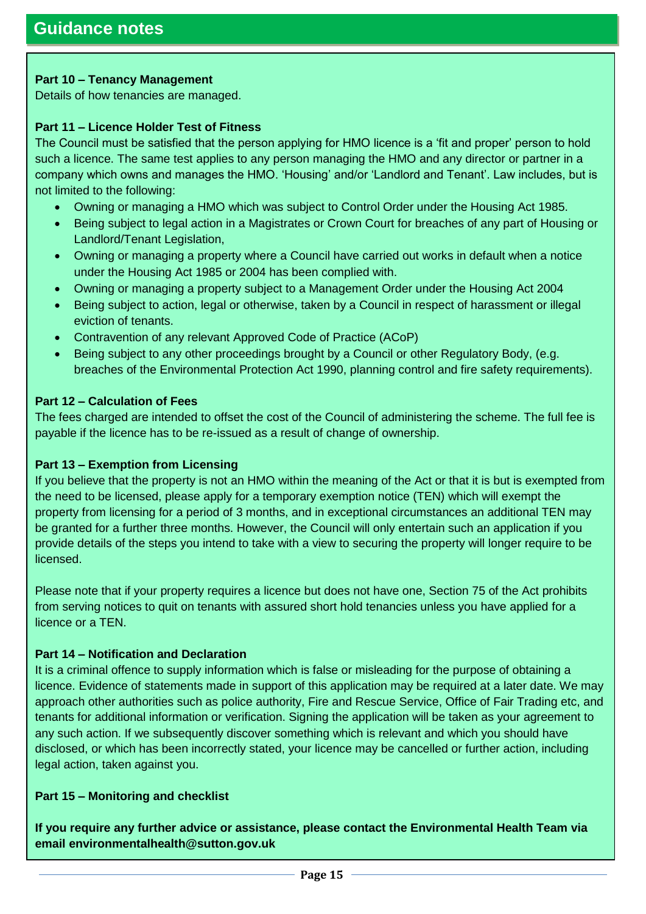## Guidance notes

**Part 10 – Tenancy Management**

Details of how tenancies are managed.

**Part 11 – Licence Holder Test of Fitness**

The Council must be satisfied that the person applying for HMO licence is a 'fit and proper' person to hold such a licence. The same test applies to any person managing the HMO and any director or partner in a company which owns and manages the HMO. 'Housing' and/or 'Landlord and Tenant'. Law includes, but is not limited to the following:

- Owning or managing a HMO which was subject to Control Order under the Housing Act 1985.
- Being subject to legal action in a Magistrates or Crown Court for breaches of any part of Housing or Landlord/Tenant Legislation,
- Owning or managing a property where a Council have carried out works in default when a notice under the Housing Act 1985 or 2004 has been complied with.
- Owning or managing a property subject to a Management Order under the Housing Act 2004
- Being subject to action, legal or otherwise, taken by a Council in respect of harassment or illegal eviction of tenants.
- Contravention of any relevant Approved Code of Practice (ACoP)
- Being subject to any other proceedings brought by a Council or other Regulatory Body, (e.g. breaches of the Environmental Protection Act 1990, planning control and fire safety requirements).

**Part 12 – Calculation of Fees**

The fees charged are intended to offset the cost of the Council of administering the scheme. The full fee is payable if the licence has to be re-issued as a result of change of ownership.

**Part 13 – Exemption from Licensing**

If you believe that the property is not an HMO within the meaning of the Act or that it is but is exempted from the need to be licensed, please apply for a temporary exemption notice (TEN) which will exempt the property from licensing for a period of 3 months, and in exceptional circumstances an additional TEN may be granted for a further three months. However, the Council will only entertain such an application if you provide details of the steps you intend to take with a view to securing the property will longer require to be licensed.

Please note that if your property requires a licence but does not have one, Section 75 of the Act prohibits from serving notices to quit on tenants with assured short hold tenancies unless you have applied for a licence or a TEN.

**Part 14 – Notification and Declaration**

It is a criminal offence to supply information which is false or misleading for the purpose of obtaining a licence. Evidence of statements made in support of this application may be required at a later date. We may approach other authorities such as police authority, Fire and Rescue Service, Office of Fair Trading etc, and tenants for additional information or verification. Signing the application will be taken as your agreement to any such action. If we subsequently discover something which is relevant and which you should have disclosed, or which has been incorrectly stated, your licence may be cancelled or further action, including legal action, taken against you.

**Part 15 – Monitoring and checklist**

**If you require any further advice or assistance, please contact the Environmental Health Team via email environmentalhealth@sutton.gov.uk**